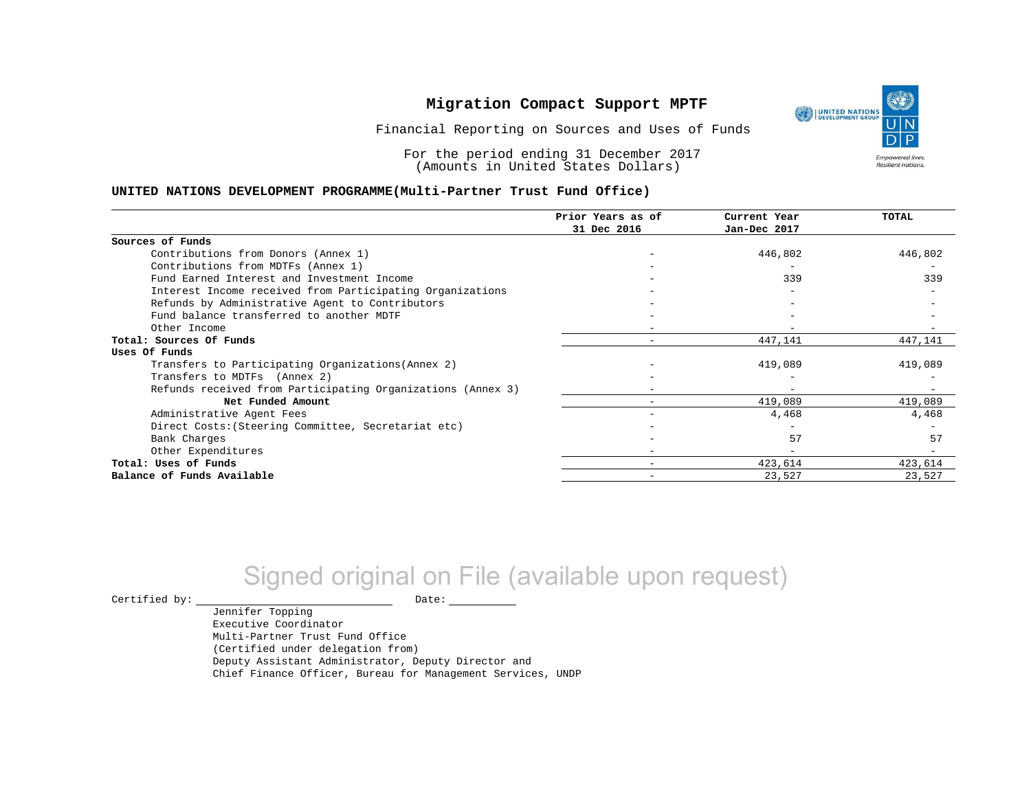# Migration Compact Support MPTF

Financial Reporting on Sources and Uses of Funds

For the period ending 31 December 2017
(Amounts in United States Dollars)

**UNITED NATIONS DEVELOPMENT PROGRAMME(Multi-Partner Trust Fund Office)**

| | Prior Years as of 31 Dec 2016 | Current Year Jan-Dec 2017 | TOTAL |
|---|---|---|---|
| **Sources of Funds** | | | |
| Contributions from Donors (Annex 1) | - | 446,802 | 446,802 |
| Contributions from MDTFs (Annex 1) | - | - | - |
| Fund Earned Interest and Investment Income | - | 339 | 339 |
| Interest Income received from Participating Organizations | - | - | - |
| Refunds by Administrative Agent to Contributors | - | - | - |
| Fund balance transferred to another MDTF | - | - | - |
| Other Income | - | - | - |
| **Total: Sources Of Funds** | - | 447,141 | 447,141 |
| **Uses Of Funds** | | | |
| Transfers to Participating Organizations(Annex 2) | - | 419,089 | 419,089 |
| Transfers to MDTFs (Annex 2) | - | - | - |
| Refunds received from Participating Organizations (Annex 3) | - | - | - |
| **Net Funded Amount** | - | 419,089 | 419,089 |
| Administrative Agent Fees | - | 4,468 | 4,468 |
| Direct Costs:(Steering Committee, Secretariat etc) | - | - | - |
| Bank Charges | - | 57 | 57 |
| Other Expenditures | - | - | - |
| **Total: Uses of Funds** | - | 423,614 | 423,614 |
| **Balance of Funds Available** | - | 23,527 | 23,527 |

Signed original on File (available upon request)

Certified by: ______________________ Date: ___________

Jennifer Topping
Executive Coordinator
Multi-Partner Trust Fund Office
(Certified under delegation from)
Deputy Assistant Administrator, Deputy Director and
Chief Finance Officer, Bureau for Management Services, UNDP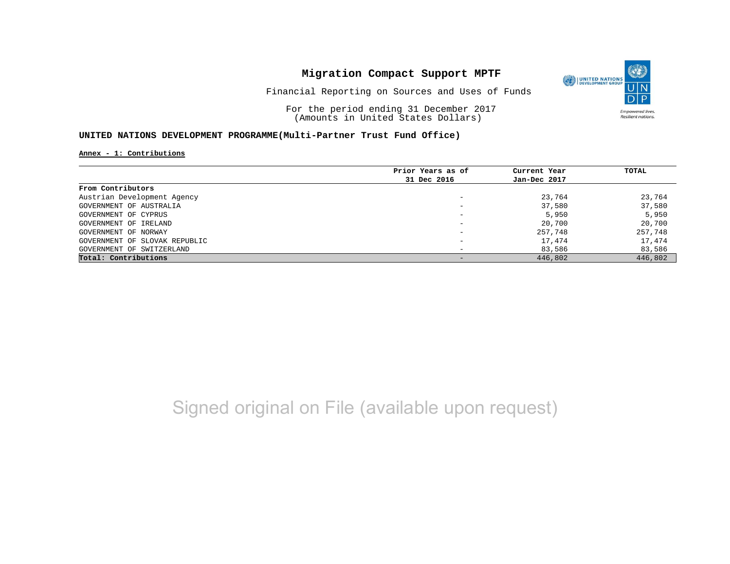# Migration Compact Support MPTF

Financial Reporting on Sources and Uses of Funds

For the period ending 31 December 2017
(Amounts in United States Dollars)

**UNITED NATIONS DEVELOPMENT PROGRAMME(Multi-Partner Trust Fund Office)**

**Annex - 1: Contributions**

| | Prior Years as of 31 Dec 2016 | Current Year Jan-Dec 2017 | TOTAL |
|---|---|---|---|
| **From Contributors** | | | |
| Austrian Development Agency | - | 23,764 | 23,764 |
| GOVERNMENT OF AUSTRALIA | - | 37,580 | 37,580 |
| GOVERNMENT OF CYPRUS | - | 5,950 | 5,950 |
| GOVERNMENT OF IRELAND | - | 20,700 | 20,700 |
| GOVERNMENT OF NORWAY | - | 257,748 | 257,748 |
| GOVERNMENT OF SLOVAK REPUBLIC | - | 17,474 | 17,474 |
| GOVERNMENT OF SWITZERLAND | - | 83,586 | 83,586 |
| **Total: Contributions** | - | 446,802 | 446,802 |

Signed original on File (available upon request)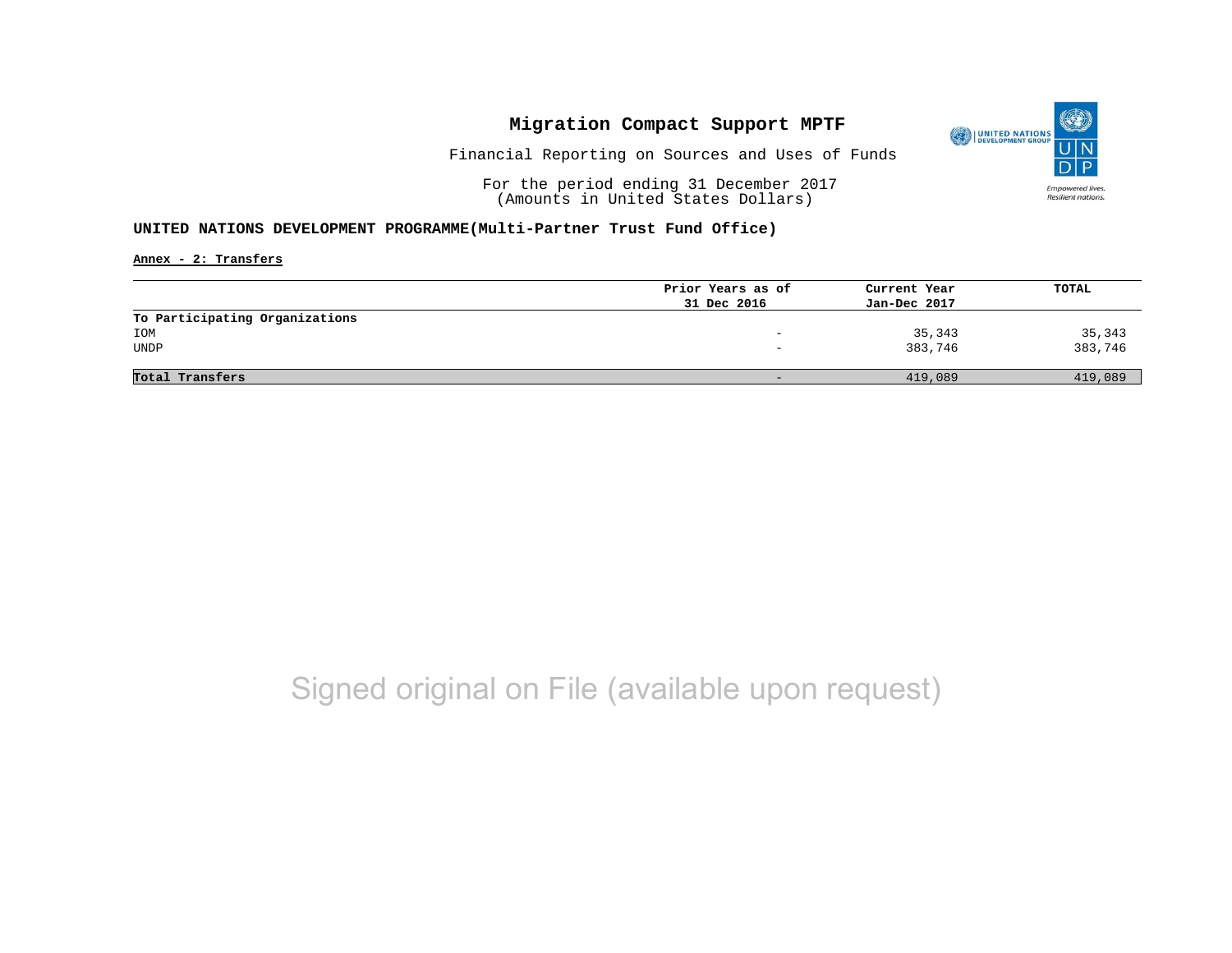# Migration Compact Support MPTF

Financial Reporting on Sources and Uses of Funds

For the period ending 31 December 2017
(Amounts in United States Dollars)

**UNITED NATIONS DEVELOPMENT PROGRAMME(Multi-Partner Trust Fund Office)**

**Annex - 2: Transfers**

| | Prior Years as of 31 Dec 2016 | Current Year Jan-Dec 2017 | TOTAL |
|---|---|---|---|
| **To Participating Organizations** | | | |
| IOM | - | 35,343 | 35,343 |
| UNDP | - | 383,746 | 383,746 |
| **Total Transfers** | - | 419,089 | 419,089 |

Signed original on File (available upon request)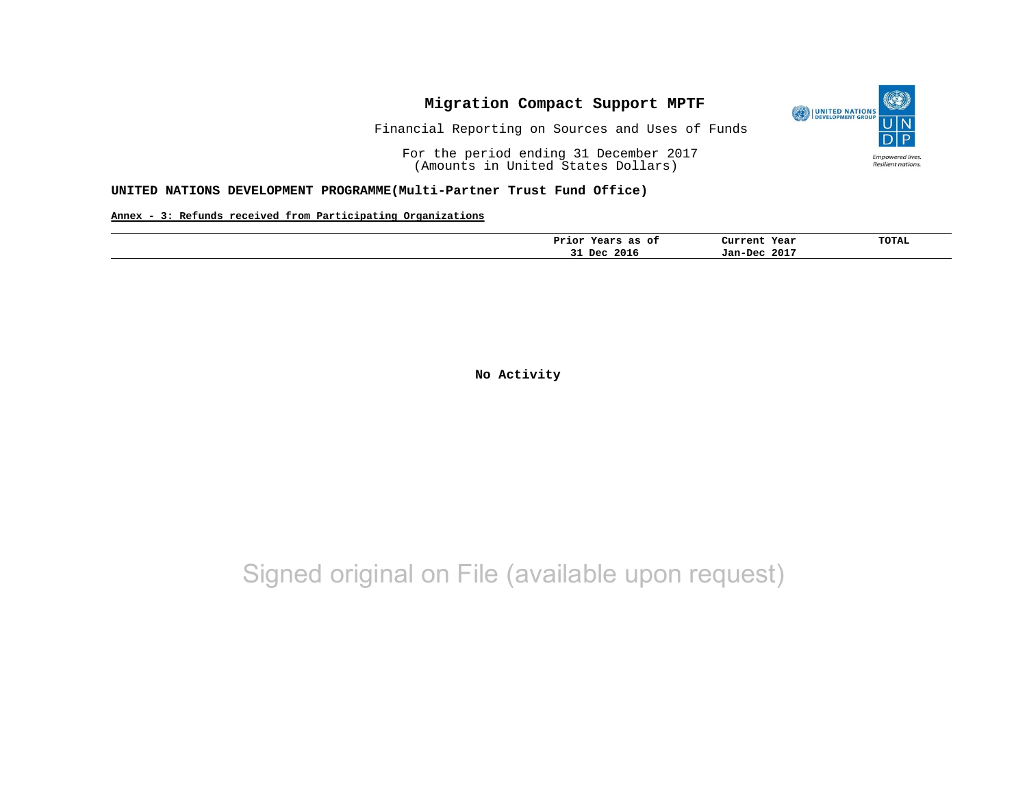# Migration Compact Support MPTF

Financial Reporting on Sources and Uses of Funds

For the period ending 31 December 2017
(Amounts in United States Dollars)

**UNITED NATIONS DEVELOPMENT PROGRAMME(Multi-Partner Trust Fund Office)**

**Annex - 3: Refunds received from Participating Organizations**

| | Prior Years as of 31 Dec 2016 | Current Year Jan-Dec 2017 | TOTAL |
|---|---|---|---|

**No Activity**

Signed original on File (available upon request)